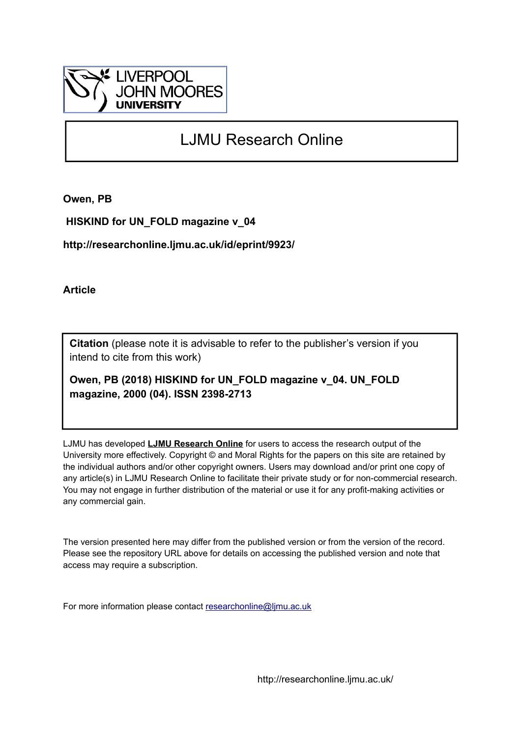LIVERPOOL JOHN MOORES UNIVERSITY

# LJMU Research Online

**Owen, PB**

**HISKIND for UN_FOLD magazine v_04**

**http://researchonline.ljmu.ac.uk/id/eprint/9923/**

**Article**

**Citation** (please note it is advisable to refer to the publisher's version if you intend to cite from this work)

**Owen, PB (2018) HISKIND for UN_FOLD magazine v_04. UN_FOLD magazine, 2000 (04). ISSN 2398-2713**

LJMU has developed **LJMU Research Online** for users to access the research output of the University more effectively. Copyright © and Moral Rights for the papers on this site are retained by the individual authors and/or other copyright owners. Users may download and/or print one copy of any article(s) in LJMU Research Online to facilitate their private study or for non-commercial research. You may not engage in further distribution of the material or use it for any profit-making activities or any commercial gain.

The version presented here may differ from the published version or from the version of the record. Please see the repository URL above for details on accessing the published version and note that access may require a subscription.

For more information please contact researchonline@ljmu.ac.uk

http://researchonline.ljmu.ac.uk/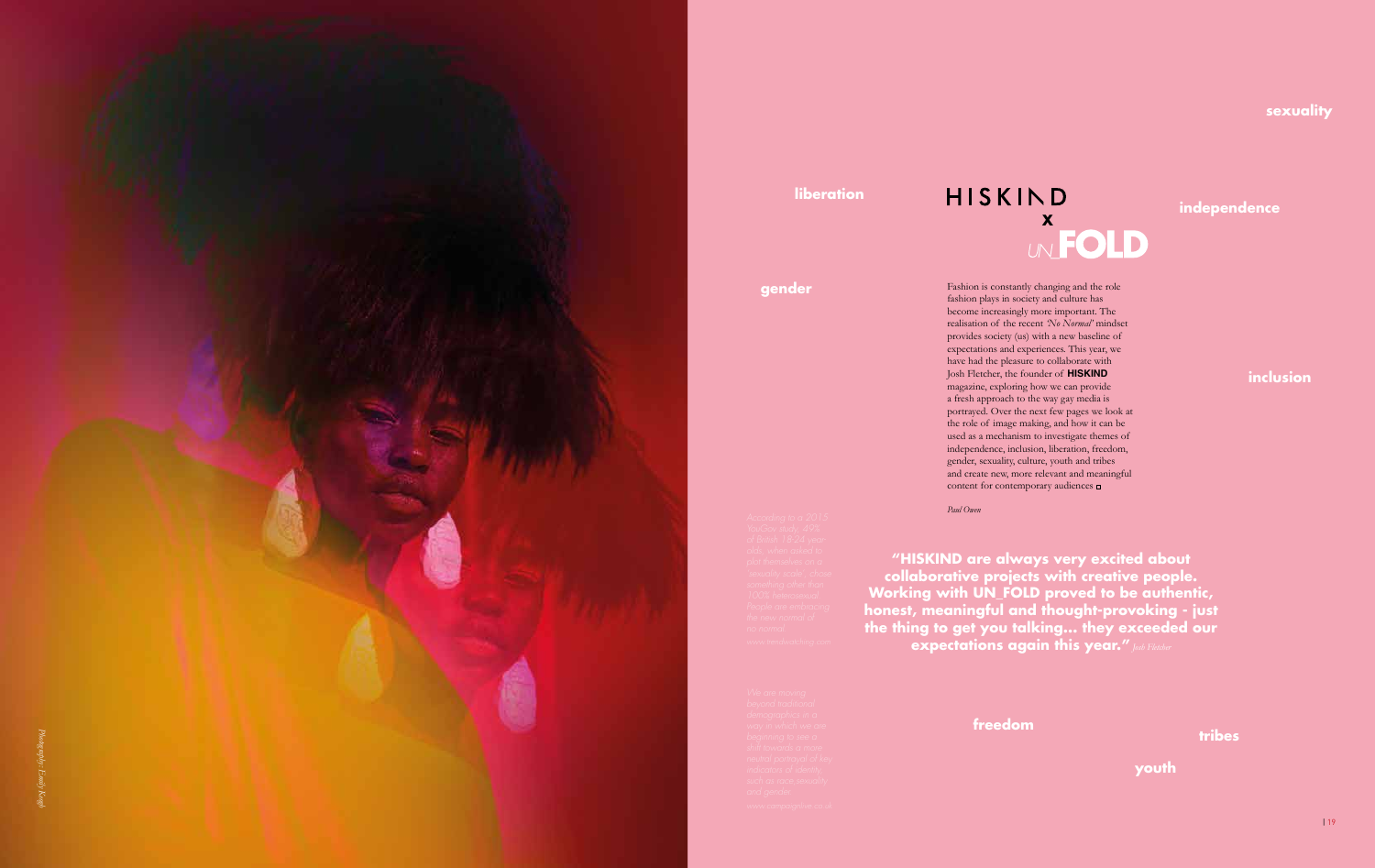# HISKIND x UN_FOLD

Fashion is constantly changing and the role fashion plays in society and culture has become increasingly more important. The realisation of the recent *'No Normal'* mindset provides society (us) with a new baseline of expectations and experiences. This year, we have had the pleasure to collaborate with Josh Fletcher, the founder of **HISKIND** magazine, exploring how we can provide a fresh approach to the way gay media is portrayed. Over the next few pages we look at the role of image making, and how it can be used as a mechanism to investigate themes of independence, inclusion, liberation, freedom, gender, sexuality, culture, youth and tribes and create new, more relevant and meaningful content for contemporary audiences

*Paul Owen*

**liberation**

**gender**

**sexuality**

**independence**

**inclusion**

*According to a 2015 YouGov study, 49% of British 18-24 year olds, when asked to plot themselves on a 'sexuality scale', chose something other than 100% heterosexual. People are embracing the new normal of no normal.*

*www.trendwatching.com*

**"HISKIND are always very excited about collaborative projects with creative people. Working with UN_FOLD proved to be authentic, honest, meaningful and thought-provoking - just the thing to get you talking... they exceeded our expectations again this year."** *Josh Fletcher*

*We are moving beyond traditional demographics in a way in which we are beginning to see a shift towards a more neutral portrayal of key indicators of identity such as race sexuality and gender*

*www.campaignlive.co.uk*

**freedom**

**tribes**

**youth**

*Photography: Emily Keogh*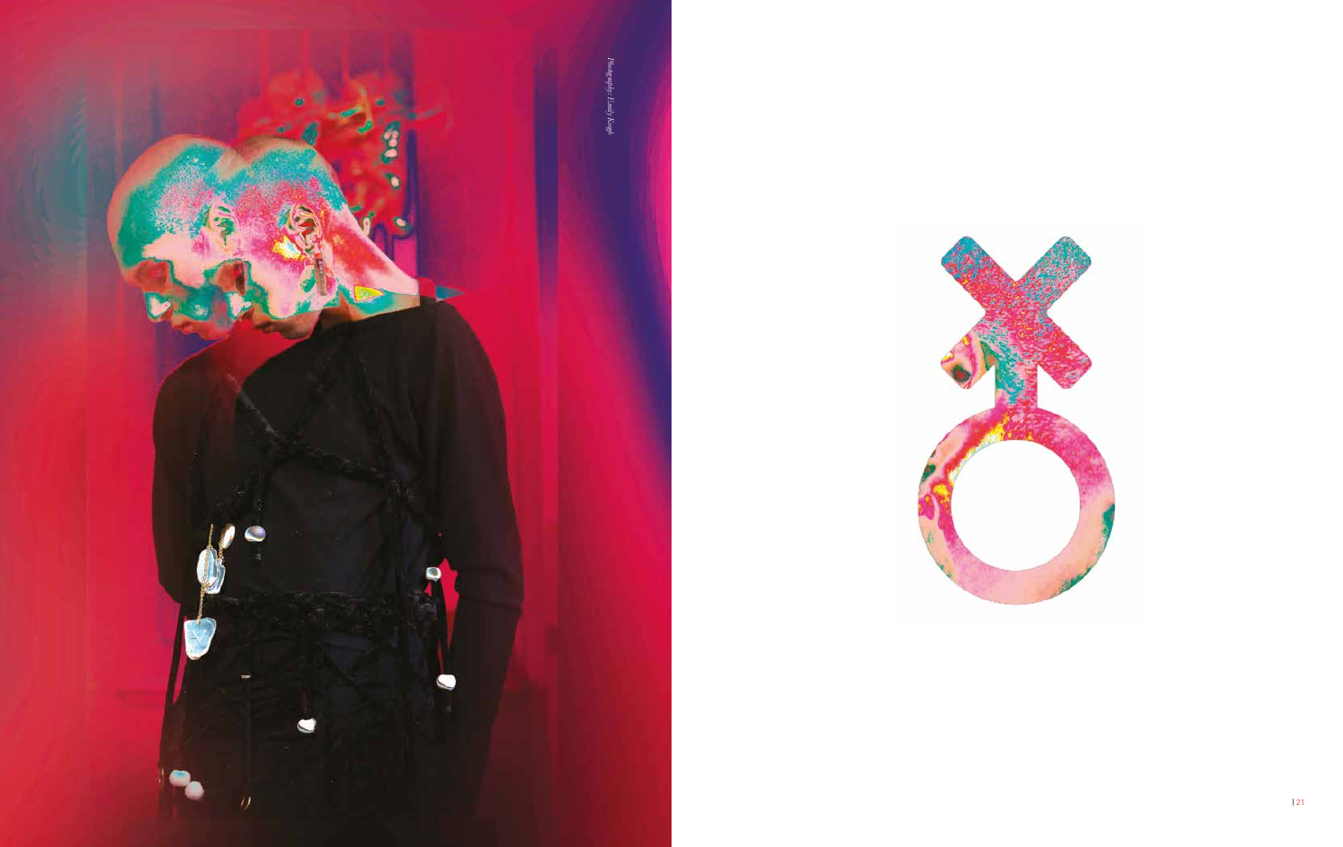*Photography: Emily Keogh*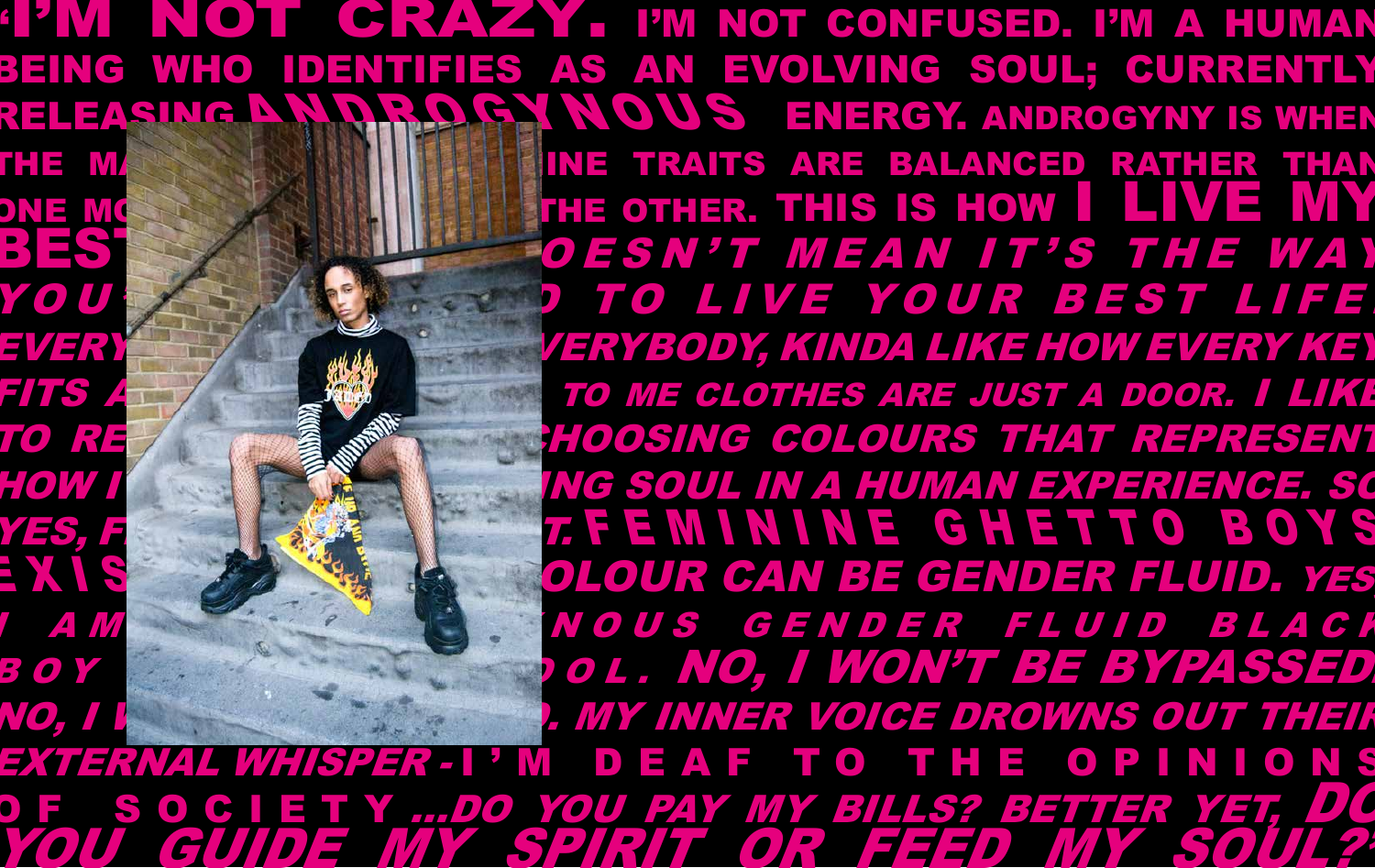"I'M NOT CRAZY. I'M NOT CONFUSED. I'M A HUMAN
BEING WHO IDENTIFIES AS AN EVOLVING SOUL; CURRENTLY
RELEASING ANDROGYNOUS ENERGY. ANDROGYNY IS WHEN
THE MA INE TRAITS ARE BALANCED RATHER THAN
ONE MO THE OTHER. THIS IS HOW I LIVE MY
BEST OESN'T MEAN IT'S THE WAY
YOU D TO LIVE YOUR BEST LIFE
EVERY VERYBODY, KINDA LIKE HOW EVERY KEY
FITS A TO ME CLOTHES ARE JUST A DOOR. I LIKE
TO RE CHOOSING COLOURS THAT REPRESENT
HOW I ING SOUL IN A HUMAN EXPERIENCE. SO
YES, F T. FEMININE GHETTO BOYS
EXIS OLOUR CAN BE GENDER FLUID. YES
I AM NOUS GENDER FLUID BLACK
BOY OOL. NO, I WON'T BE BYPASSED.
NO, I W . MY INNER VOICE DROWNS OUT THEIR
EXTERNAL WHISPER - I'M DEAF TO THE OPINIONS
OF SOCIETY ...DO YOU PAY MY BILLS? BETTER YET, DO
YOU GUIDE MY SPIRIT OR FEED MY SOUL?"